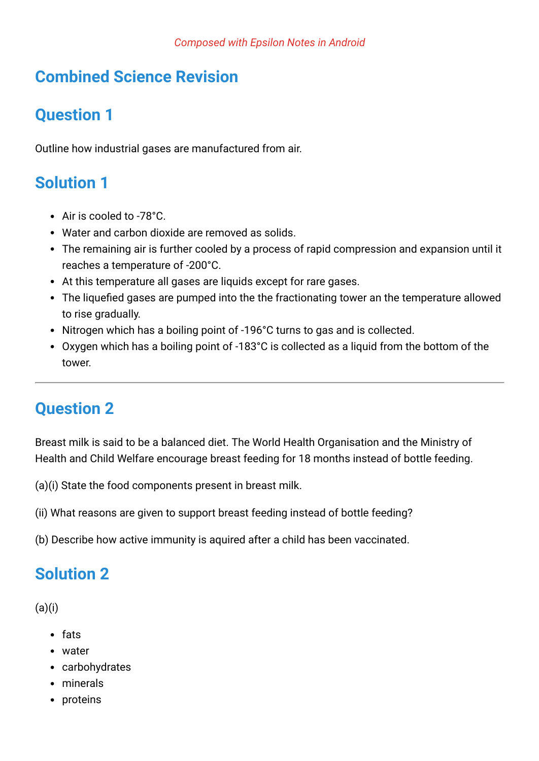*Composed with Epsilon Notes in Android*

# Combined Science Revision

## Question 1

Outline how industrial gases are manufactured from air.

## Solution 1

- Air is cooled to -78°C.
- Water and carbon dioxide are removed as solids.
- The remaining air is further cooled by a process of rapid compression and expansion until it reaches a temperature of -200°C.
- At this temperature all gases are liquids except for rare gases.
- The liquefied gases are pumped into the the fractionating tower an the temperature allowed to rise gradually.
- Nitrogen which has a boiling point of -196°C turns to gas and is collected.
- Oxygen which has a boiling point of -183°C is collected as a liquid from the bottom of the tower.

---

## Question 2

Breast milk is said to be a balanced diet. The World Health Organisation and the Ministry of Health and Child Welfare encourage breast feeding for 18 months instead of bottle feeding.

(a)(i) State the food components present in breast milk.

(ii) What reasons are given to support breast feeding instead of bottle feeding?

(b) Describe how active immunity is aquired after a child has been vaccinated.

## Solution 2

(a)(i)

- fats
- water
- carbohydrates
- minerals
- proteins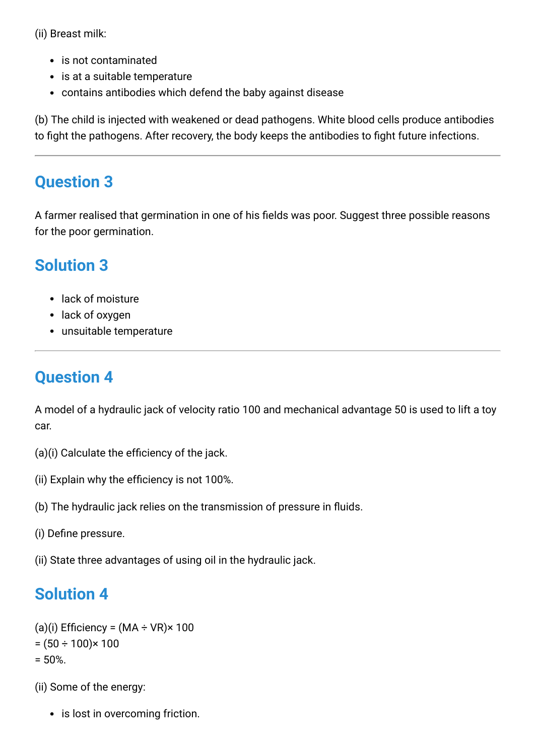(ii) Breast milk:

- is not contaminated
- is at a suitable temperature
- contains antibodies which defend the baby against disease

(b) The child is injected with weakened or dead pathogens. White blood cells produce antibodies to fight the pathogens. After recovery, the body keeps the antibodies to fight future infections.

---

## Question 3

A farmer realised that germination in one of his fields was poor. Suggest three possible reasons for the poor germination.

## Solution 3

- lack of moisture
- lack of oxygen
- unsuitable temperature

---

## Question 4

A model of a hydraulic jack of velocity ratio 100 and mechanical advantage 50 is used to lift a toy car.

(a)(i) Calculate the efficiency of the jack.

(ii) Explain why the efficiency is not 100%.

(b) The hydraulic jack relies on the transmission of pressure in fluids.

(i) Define pressure.

(ii) State three advantages of using oil in the hydraulic jack.

## Solution 4

(a)(i) Efficiency = $(MA \div VR) \times 100$
$= (50 \div 100) \times 100$
$= 50\%$.

(ii) Some of the energy:

- is lost in overcoming friction.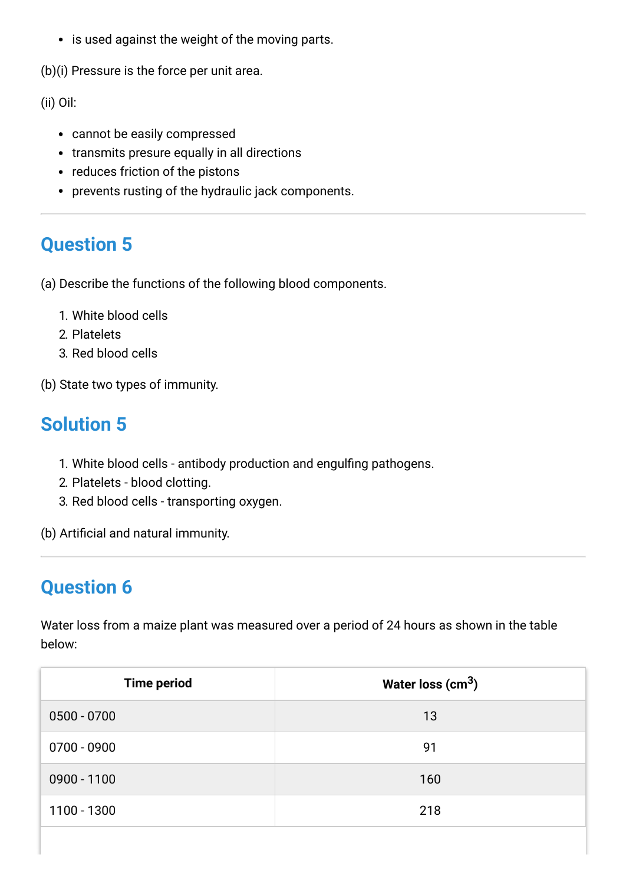- is used against the weight of the moving parts.

(b)(i) Pressure is the force per unit area.

(ii) Oil:

- cannot be easily compressed
- transmits presure equally in all directions
- reduces friction of the pistons
- prevents rusting of the hydraulic jack components.

---

## Question 5

(a) Describe the functions of the following blood components.

1. White blood cells
2. Platelets
3. Red blood cells

(b) State two types of immunity.

## Solution 5

1. White blood cells - antibody production and engulfing pathogens.
2. Platelets - blood clotting.
3. Red blood cells - transporting oxygen.

(b) Artificial and natural immunity.

---

## Question 6

Water loss from a maize plant was measured over a period of 24 hours as shown in the table below:

| Time period | Water loss ($cm^3$) |
|---|---|
| 0500 - 0700 | 13 |
| 0700 - 0900 | 91 |
| 0900 - 1100 | 160 |
| 1100 - 1300 | 218 |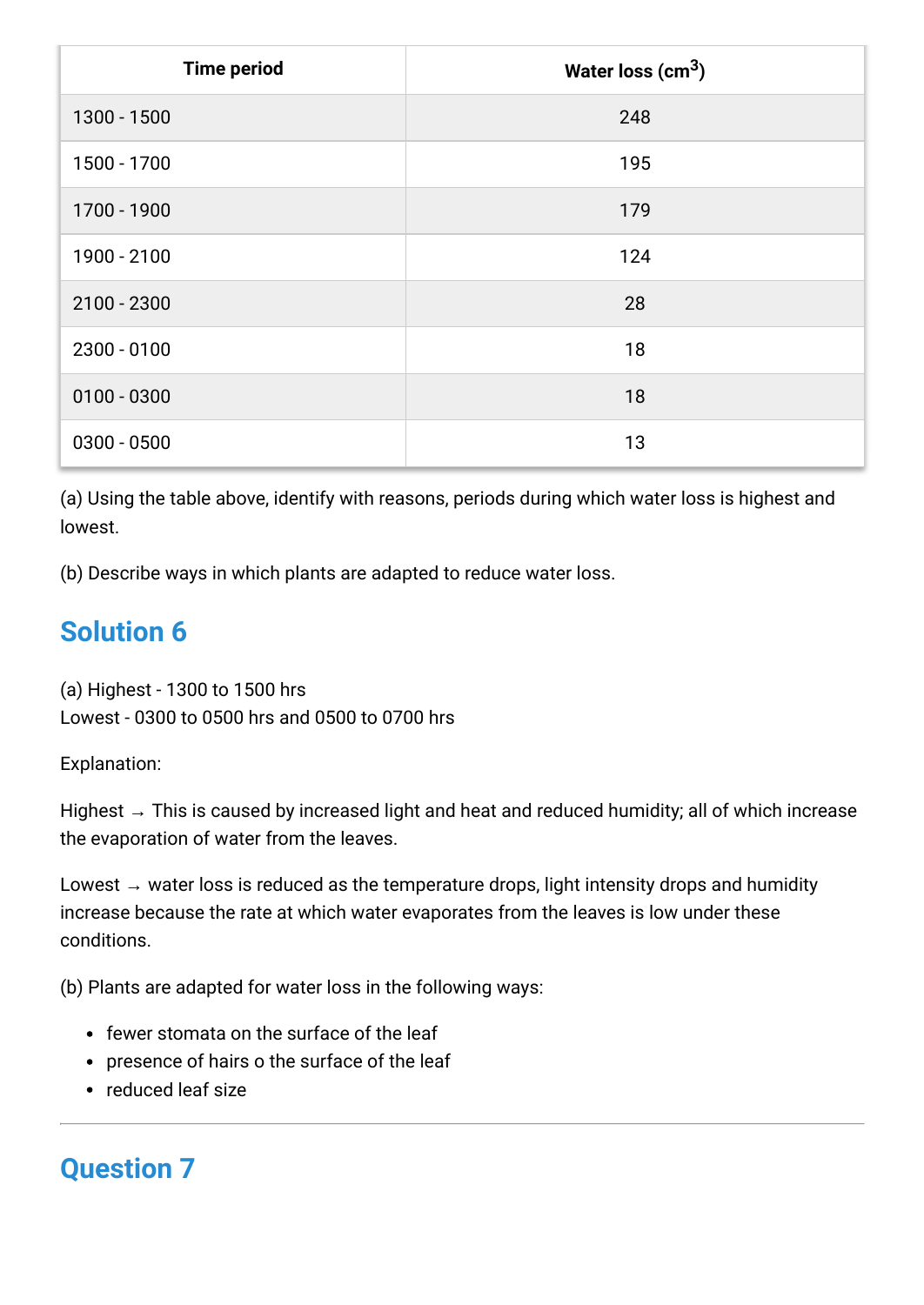| Time period | Water loss ($cm^3$) |
| --- | --- |
| 1300 - 1500 | 248 |
| 1500 - 1700 | 195 |
| 1700 - 1900 | 179 |
| 1900 - 2100 | 124 |
| 2100 - 2300 | 28 |
| 2300 - 0100 | 18 |
| 0100 - 0300 | 18 |
| 0300 - 0500 | 13 |

(a) Using the table above, identify with reasons, periods during which water loss is highest and lowest.

(b) Describe ways in which plants are adapted to reduce water loss.

## Solution 6

(a) Highest - 1300 to 1500 hrs
Lowest - 0300 to 0500 hrs and 0500 to 0700 hrs

Explanation:

Highest → This is caused by increased light and heat and reduced humidity; all of which increase the evaporation of water from the leaves.

Lowest → water loss is reduced as the temperature drops, light intensity drops and humidity increase because the rate at which water evaporates from the leaves is low under these conditions.

(b) Plants are adapted for water loss in the following ways:

- fewer stomata on the surface of the leaf
- presence of hairs o the surface of the leaf
- reduced leaf size

---

## Question 7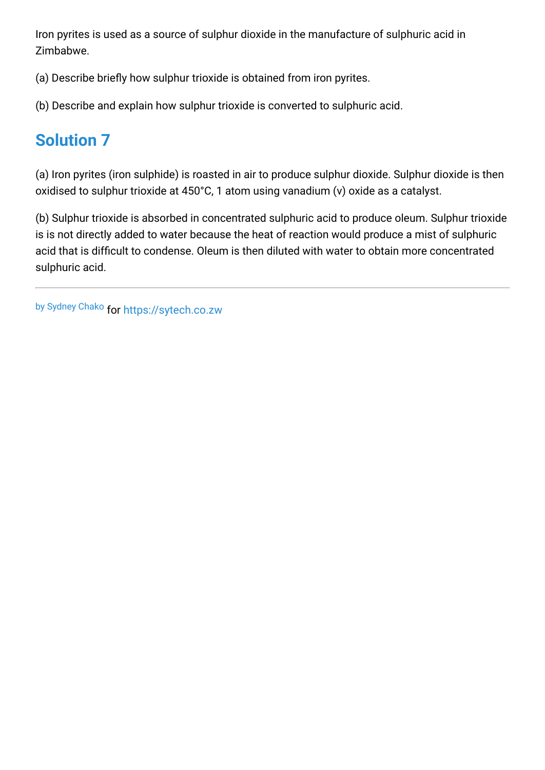Iron pyrites is used as a source of sulphur dioxide in the manufacture of sulphuric acid in Zimbabwe.

(a) Describe briefly how sulphur trioxide is obtained from iron pyrites.

(b) Describe and explain how sulphur trioxide is converted to sulphuric acid.

## Solution 7

(a) Iron pyrites (iron sulphide) is roasted in air to produce sulphur dioxide. Sulphur dioxide is then oxidised to sulphur trioxide at 450°C, 1 atom using vanadium (v) oxide as a catalyst.

(b) Sulphur trioxide is absorbed in concentrated sulphuric acid to produce oleum. Sulphur trioxide is is not directly added to water because the heat of reaction would produce a mist of sulphuric acid that is difficult to condense. Oleum is then diluted with water to obtain more concentrated sulphuric acid.

---

by Sydney Chako for https://sytech.co.zw